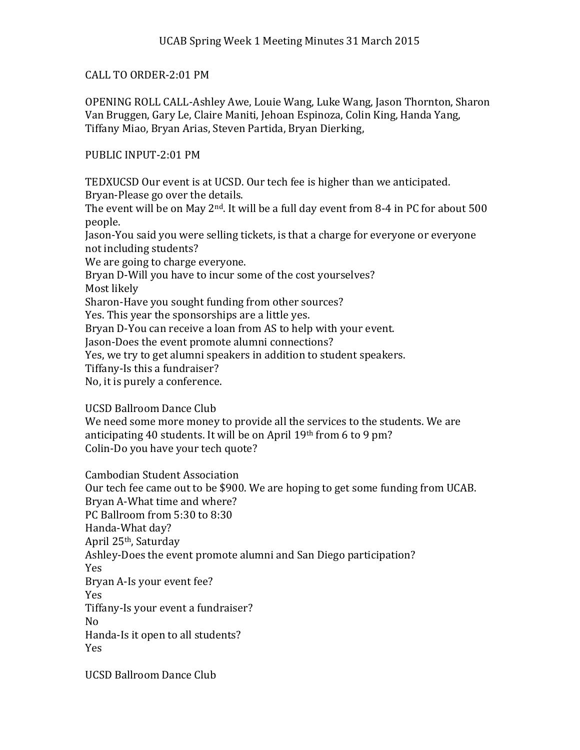# UCAB Spring Week 1 Meeting Minutes 31 March 2015

CALL TO ORDER-2:01 PM

OPENING ROLL CALL-Ashley Awe, Louie Wang, Luke Wang, Jason Thornton, Sharon Van Bruggen, Gary Le, Claire Maniti, Jehoan Espinoza, Colin King, Handa Yang, Tiffany Miao, Bryan Arias, Steven Partida, Bryan Dierking,

PUBLIC INPUT-2:01 PM

TEDXUCSD Our event is at UCSD. Our tech fee is higher than we anticipated.
Bryan-Please go over the details.
The event will be on May 2nd. It will be a full day event from 8-4 in PC for about 500 people.
Jason-You said you were selling tickets, is that a charge for everyone or everyone not including students?
We are going to charge everyone.
Bryan D-Will you have to incur some of the cost yourselves?
Most likely
Sharon-Have you sought funding from other sources?
Yes. This year the sponsorships are a little yes.
Bryan D-You can receive a loan from AS to help with your event.
Jason-Does the event promote alumni connections?
Yes, we try to get alumni speakers in addition to student speakers.
Tiffany-Is this a fundraiser?
No, it is purely a conference.

UCSD Ballroom Dance Club
We need some more money to provide all the services to the students. We are anticipating 40 students. It will be on April 19th from 6 to 9 pm?
Colin-Do you have your tech quote?

Cambodian Student Association
Our tech fee came out to be $900. We are hoping to get some funding from UCAB.
Bryan A-What time and where?
PC Ballroom from 5:30 to 8:30
Handa-What day?
April 25th, Saturday
Ashley-Does the event promote alumni and San Diego participation?
Yes
Bryan A-Is your event fee?
Yes
Tiffany-Is your event a fundraiser?
No
Handa-Is it open to all students?
Yes

UCSD Ballroom Dance Club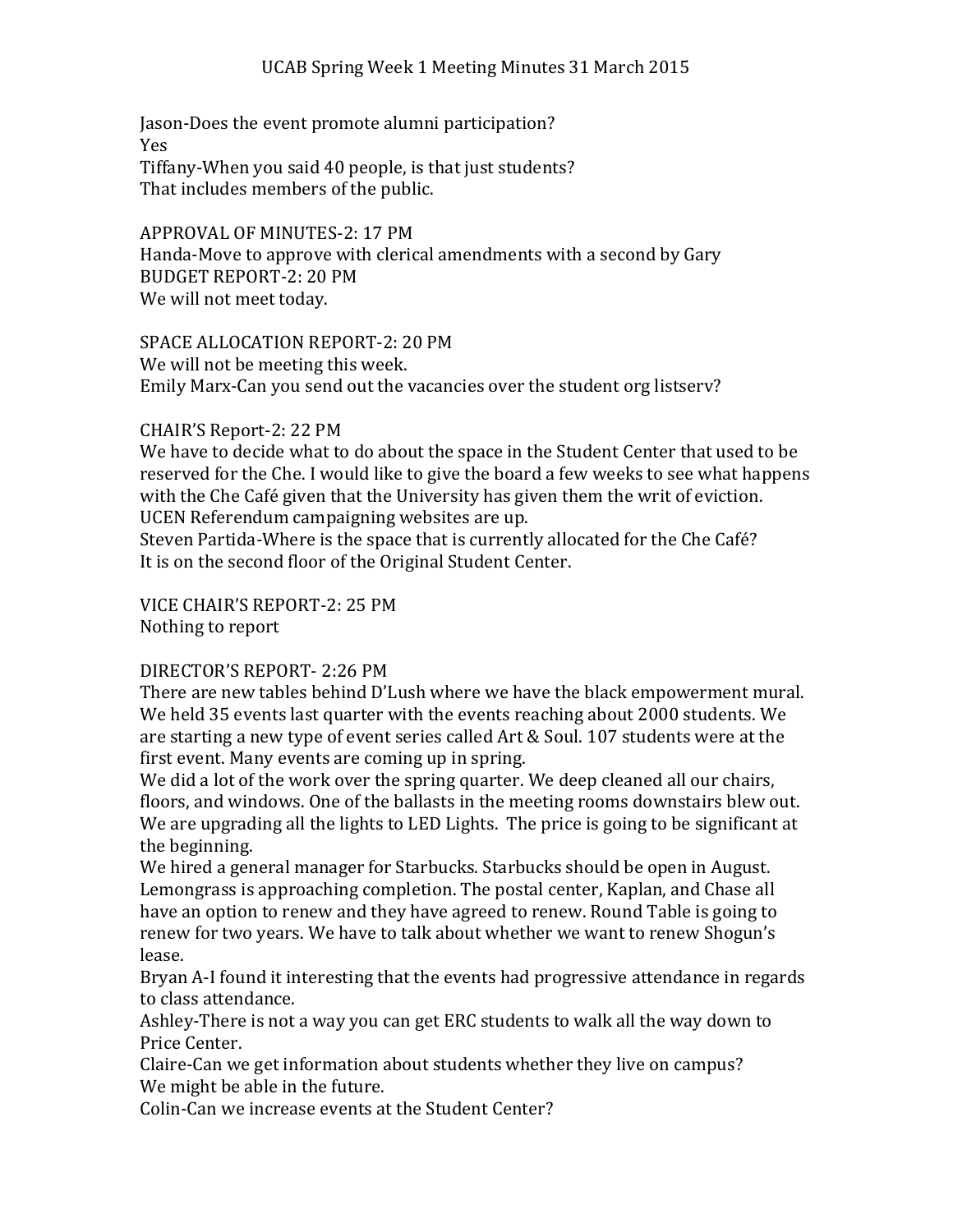Jason-Does the event promote alumni participation?
Yes
Tiffany-When you said 40 people, is that just students?
That includes members of the public.

APPROVAL OF MINUTES-2: 17 PM
Handa-Move to approve with clerical amendments with a second by Gary
BUDGET REPORT-2: 20 PM
We will not meet today.

SPACE ALLOCATION REPORT-2: 20 PM
We will not be meeting this week.
Emily Marx-Can you send out the vacancies over the student org listserv?

CHAIR'S Report-2: 22 PM
We have to decide what to do about the space in the Student Center that used to be reserved for the Che. I would like to give the board a few weeks to see what happens with the Che Café given that the University has given them the writ of eviction.
UCEN Referendum campaigning websites are up.
Steven Partida-Where is the space that is currently allocated for the Che Café?
It is on the second floor of the Original Student Center.

VICE CHAIR'S REPORT-2: 25 PM
Nothing to report

DIRECTOR'S REPORT- 2:26 PM
There are new tables behind D'Lush where we have the black empowerment mural. We held 35 events last quarter with the events reaching about 2000 students. We are starting a new type of event series called Art & Soul. 107 students were at the first event. Many events are coming up in spring.
We did a lot of the work over the spring quarter. We deep cleaned all our chairs, floors, and windows. One of the ballasts in the meeting rooms downstairs blew out. We are upgrading all the lights to LED Lights. The price is going to be significant at the beginning.
We hired a general manager for Starbucks. Starbucks should be open in August. Lemongrass is approaching completion. The postal center, Kaplan, and Chase all have an option to renew and they have agreed to renew. Round Table is going to renew for two years. We have to talk about whether we want to renew Shogun's lease.
Bryan A-I found it interesting that the events had progressive attendance in regards to class attendance.
Ashley-There is not a way you can get ERC students to walk all the way down to Price Center.
Claire-Can we get information about students whether they live on campus?
We might be able in the future.
Colin-Can we increase events at the Student Center?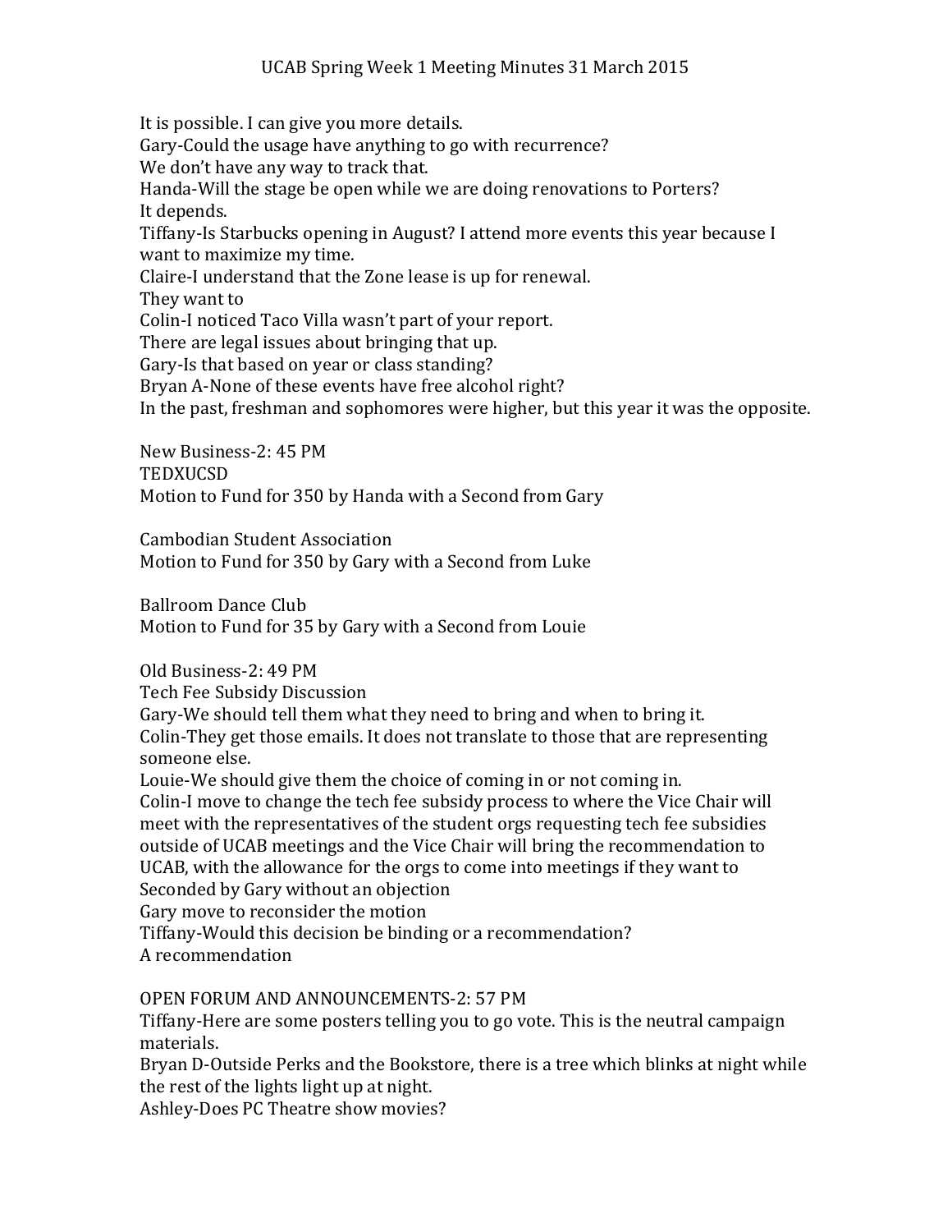It is possible. I can give you more details.
Gary-Could the usage have anything to go with recurrence?
We don't have any way to track that.
Handa-Will the stage be open while we are doing renovations to Porters?
It depends.
Tiffany-Is Starbucks opening in August? I attend more events this year because I want to maximize my time.
Claire-I understand that the Zone lease is up for renewal.
They want to
Colin-I noticed Taco Villa wasn't part of your report.
There are legal issues about bringing that up.
Gary-Is that based on year or class standing?
Bryan A-None of these events have free alcohol right?
In the past, freshman and sophomores were higher, but this year it was the opposite.

New Business-2: 45 PM
TEDXUCSD
Motion to Fund for 350 by Handa with a Second from Gary

Cambodian Student Association
Motion to Fund for 350 by Gary with a Second from Luke

Ballroom Dance Club
Motion to Fund for 35 by Gary with a Second from Louie

Old Business-2: 49 PM
Tech Fee Subsidy Discussion
Gary-We should tell them what they need to bring and when to bring it.
Colin-They get those emails. It does not translate to those that are representing someone else.
Louie-We should give them the choice of coming in or not coming in.
Colin-I move to change the tech fee subsidy process to where the Vice Chair will meet with the representatives of the student orgs requesting tech fee subsidies outside of UCAB meetings and the Vice Chair will bring the recommendation to UCAB, with the allowance for the orgs to come into meetings if they want to
Seconded by Gary without an objection
Gary move to reconsider the motion
Tiffany-Would this decision be binding or a recommendation?
A recommendation

OPEN FORUM AND ANNOUNCEMENTS-2: 57 PM
Tiffany-Here are some posters telling you to go vote. This is the neutral campaign materials.
Bryan D-Outside Perks and the Bookstore, there is a tree which blinks at night while the rest of the lights light up at night.
Ashley-Does PC Theatre show movies?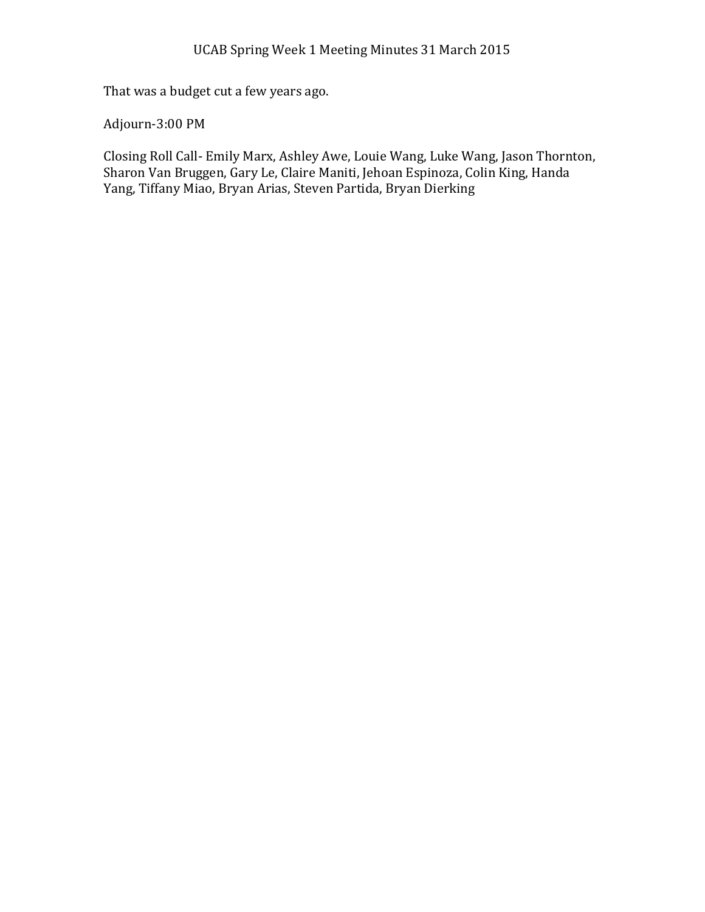That was a budget cut a few years ago.

Adjourn-3:00 PM

Closing Roll Call- Emily Marx, Ashley Awe, Louie Wang, Luke Wang, Jason Thornton, Sharon Van Bruggen, Gary Le, Claire Maniti, Jehoan Espinoza, Colin King, Handa Yang, Tiffany Miao, Bryan Arias, Steven Partida, Bryan Dierking